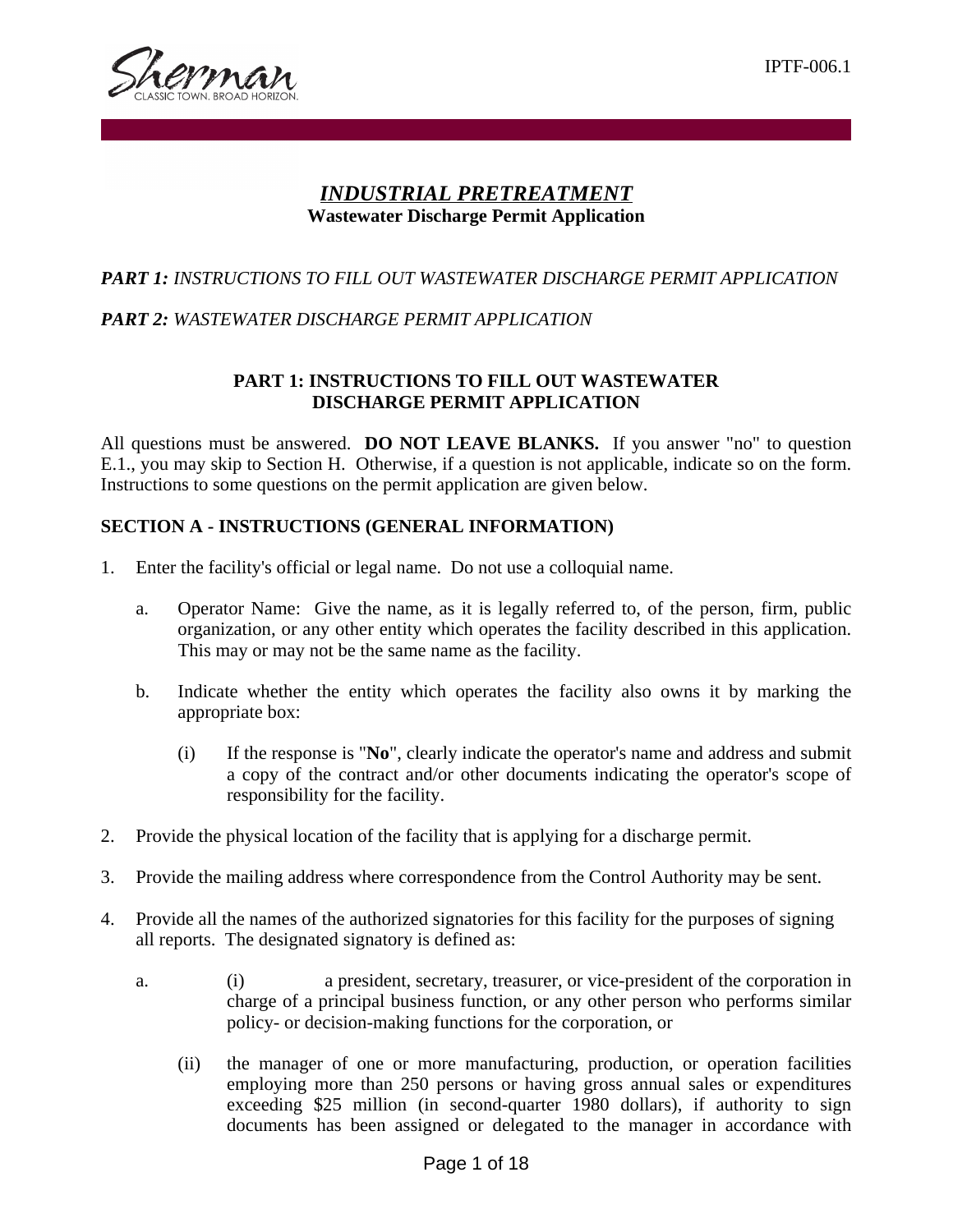IPTF-006.1

# *INDUSTRIAL PRETREATMENT*

**Wastewater Discharge Permit Application**

***PART 1:*** *INSTRUCTIONS TO FILL OUT WASTEWATER DISCHARGE PERMIT APPLICATION*

***PART 2:*** *WASTEWATER DISCHARGE PERMIT APPLICATION*

## PART 1: INSTRUCTIONS TO FILL OUT WASTEWATER DISCHARGE PERMIT APPLICATION

All questions must be answered. **DO NOT LEAVE BLANKS.** If you answer "no" to question E.1., you may skip to Section H. Otherwise, if a question is not applicable, indicate so on the form. Instructions to some questions on the permit application are given below.

### SECTION A - INSTRUCTIONS (GENERAL INFORMATION)

1. Enter the facility's official or legal name. Do not use a colloquial name.

   a. Operator Name: Give the name, as it is legally referred to, of the person, firm, public organization, or any other entity which operates the facility described in this application. This may or may not be the same name as the facility.

   b. Indicate whether the entity which operates the facility also owns it by marking the appropriate box:

      (i) If the response is "**No**", clearly indicate the operator's name and address and submit a copy of the contract and/or other documents indicating the operator's scope of responsibility for the facility.

2. Provide the physical location of the facility that is applying for a discharge permit.

3. Provide the mailing address where correspondence from the Control Authority may be sent.

4. Provide all the names of the authorized signatories for this facility for the purposes of signing all reports. The designated signatory is defined as:

   a. (i) a president, secretary, treasurer, or vice-president of the corporation in charge of a principal business function, or any other person who performs similar policy- or decision-making functions for the corporation, or

      (ii) the manager of one or more manufacturing, production, or operation facilities employing more than 250 persons or having gross annual sales or expenditures exceeding $25 million (in second-quarter 1980 dollars), if authority to sign documents has been assigned or delegated to the manager in accordance with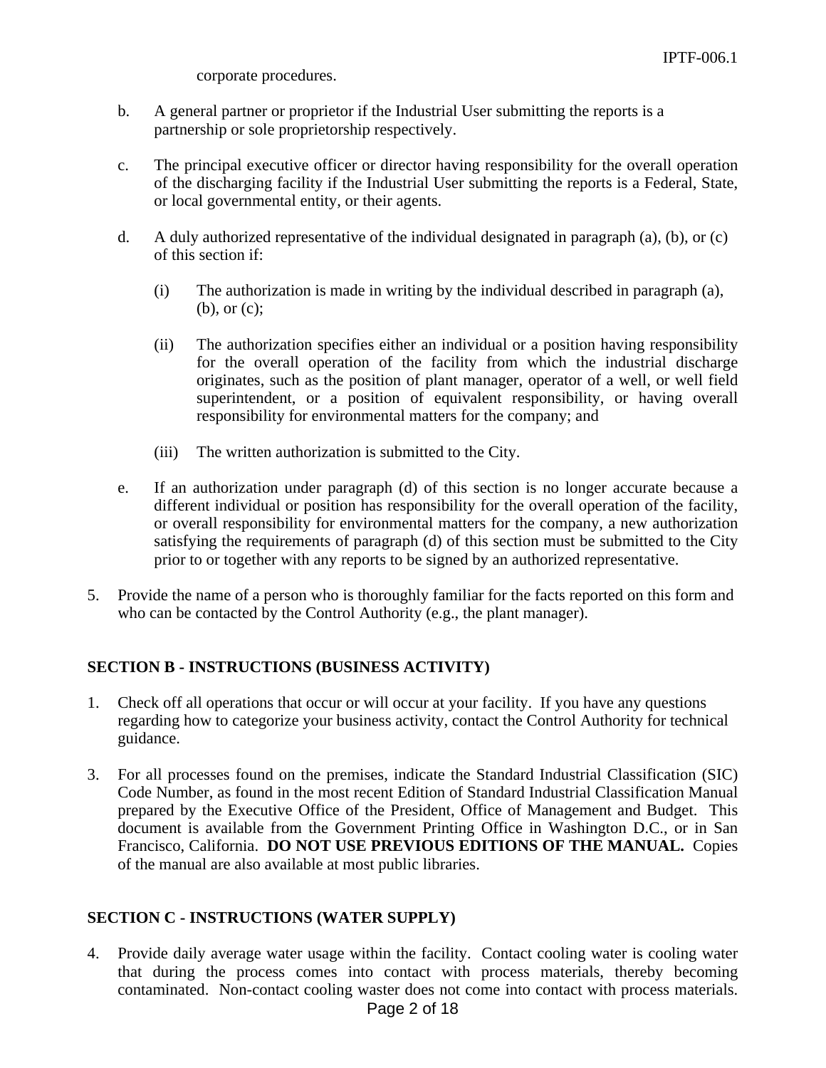corporate procedures.

b. A general partner or proprietor if the Industrial User submitting the reports is a partnership or sole proprietorship respectively.

c. The principal executive officer or director having responsibility for the overall operation of the discharging facility if the Industrial User submitting the reports is a Federal, State, or local governmental entity, or their agents.

d. A duly authorized representative of the individual designated in paragraph (a), (b), or (c) of this section if:

   (i) The authorization is made in writing by the individual described in paragraph (a), (b), or (c);

   (ii) The authorization specifies either an individual or a position having responsibility for the overall operation of the facility from which the industrial discharge originates, such as the position of plant manager, operator of a well, or well field superintendent, or a position of equivalent responsibility, or having overall responsibility for environmental matters for the company; and

   (iii) The written authorization is submitted to the City.

e. If an authorization under paragraph (d) of this section is no longer accurate because a different individual or position has responsibility for the overall operation of the facility, or overall responsibility for environmental matters for the company, a new authorization satisfying the requirements of paragraph (d) of this section must be submitted to the City prior to or together with any reports to be signed by an authorized representative.

5. Provide the name of a person who is thoroughly familiar for the facts reported on this form and who can be contacted by the Control Authority (e.g., the plant manager).

**SECTION B - INSTRUCTIONS (BUSINESS ACTIVITY)**

1. Check off all operations that occur or will occur at your facility. If you have any questions regarding how to categorize your business activity, contact the Control Authority for technical guidance.

3. For all processes found on the premises, indicate the Standard Industrial Classification (SIC) Code Number, as found in the most recent Edition of Standard Industrial Classification Manual prepared by the Executive Office of the President, Office of Management and Budget. This document is available from the Government Printing Office in Washington D.C., or in San Francisco, California. **DO NOT USE PREVIOUS EDITIONS OF THE MANUAL.** Copies of the manual are also available at most public libraries.

**SECTION C - INSTRUCTIONS (WATER SUPPLY)**

4. Provide daily average water usage within the facility. Contact cooling water is cooling water that during the process comes into contact with process materials, thereby becoming contaminated. Non-contact cooling waster does not come into contact with process materials.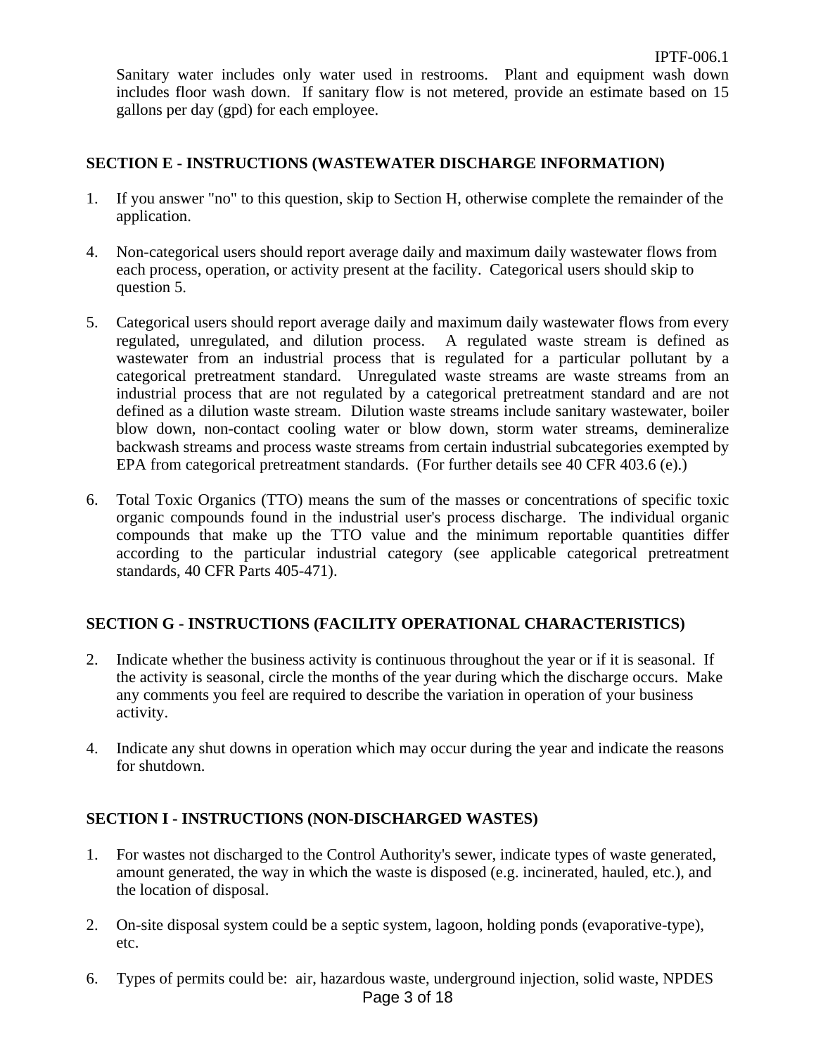Sanitary water includes only water used in restrooms. Plant and equipment wash down includes floor wash down. If sanitary flow is not metered, provide an estimate based on 15 gallons per day (gpd) for each employee.

## SECTION E - INSTRUCTIONS (WASTEWATER DISCHARGE INFORMATION)

1. If you answer "no" to this question, skip to Section H, otherwise complete the remainder of the application.

4. Non-categorical users should report average daily and maximum daily wastewater flows from each process, operation, or activity present at the facility. Categorical users should skip to question 5.

5. Categorical users should report average daily and maximum daily wastewater flows from every regulated, unregulated, and dilution process. A regulated waste stream is defined as wastewater from an industrial process that is regulated for a particular pollutant by a categorical pretreatment standard. Unregulated waste streams are waste streams from an industrial process that are not regulated by a categorical pretreatment standard and are not defined as a dilution waste stream. Dilution waste streams include sanitary wastewater, boiler blow down, non-contact cooling water or blow down, storm water streams, demineralize backwash streams and process waste streams from certain industrial subcategories exempted by EPA from categorical pretreatment standards. (For further details see 40 CFR 403.6 (e).)

6. Total Toxic Organics (TTO) means the sum of the masses or concentrations of specific toxic organic compounds found in the industrial user's process discharge. The individual organic compounds that make up the TTO value and the minimum reportable quantities differ according to the particular industrial category (see applicable categorical pretreatment standards, 40 CFR Parts 405-471).

## SECTION G - INSTRUCTIONS (FACILITY OPERATIONAL CHARACTERISTICS)

2. Indicate whether the business activity is continuous throughout the year or if it is seasonal. If the activity is seasonal, circle the months of the year during which the discharge occurs. Make any comments you feel are required to describe the variation in operation of your business activity.

4. Indicate any shut downs in operation which may occur during the year and indicate the reasons for shutdown.

## SECTION I - INSTRUCTIONS (NON-DISCHARGED WASTES)

1. For wastes not discharged to the Control Authority's sewer, indicate types of waste generated, amount generated, the way in which the waste is disposed (e.g. incinerated, hauled, etc.), and the location of disposal.

2. On-site disposal system could be a septic system, lagoon, holding ponds (evaporative-type), etc.

6. Types of permits could be: air, hazardous waste, underground injection, solid waste, NPDES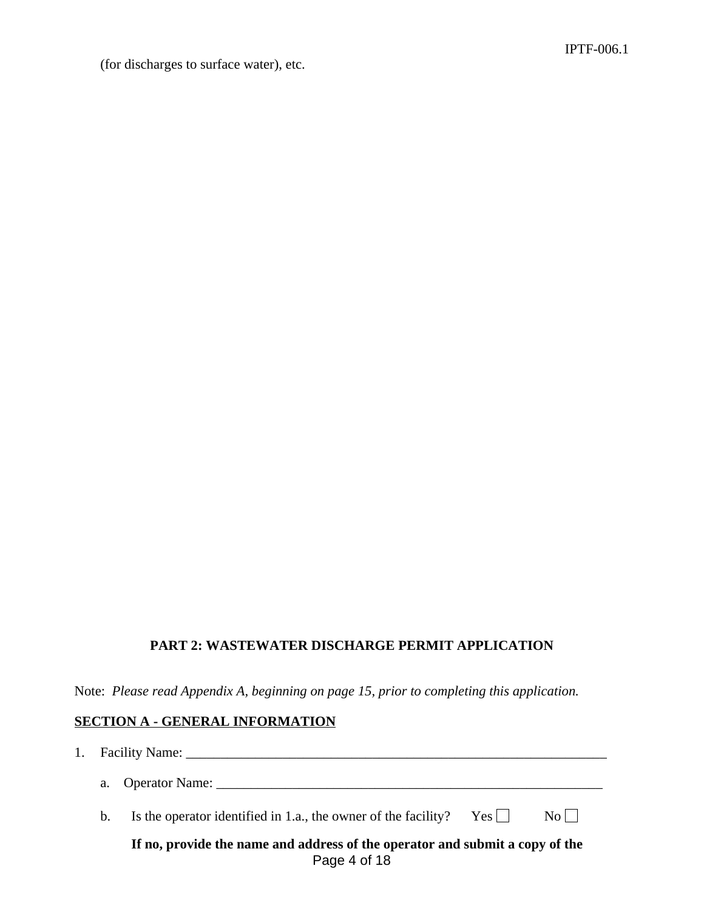(for discharges to surface water), etc.

## PART 2: WASTEWATER DISCHARGE PERMIT APPLICATION

Note: *Please read Appendix A, beginning on page 15, prior to completing this application.*

### SECTION A - GENERAL INFORMATION

1. Facility Name: _________________________________________________________________

   a. Operator Name: ___________________________________________________________

   b. Is the operator identified in 1.a., the owner of the facility? Yes ☐ No ☐

   **If no, provide the name and address of the operator and submit a copy of the**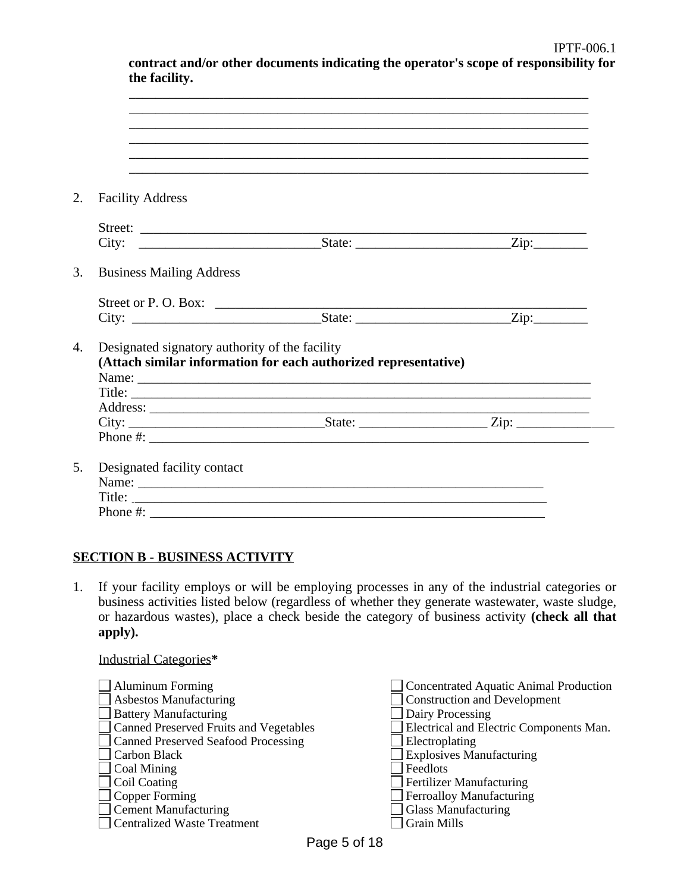**contract and/or other documents indicating the operator's scope of responsibility for the facility.**

________________________________________________________________________
________________________________________________________________________
________________________________________________________________________
________________________________________________________________________
________________________________________________________________________
________________________________________________________________________

2. Facility Address

   Street: ___________________________________________________________________
   City: ___________________________State: _______________________Zip:________

3. Business Mailing Address

   Street or P. O. Box: ______________________________________________________
   City: ____________________________State: _______________________Zip:________

4. Designated signatory authority of the facility
   **(Attach similar information for each authorized representative)**
   Name: ____________________________________________________________________
   Title: ____________________________________________________________________
   Address: __________________________________________________________________
   City: ______________________________State: ___________________ Zip: _______________
   Phone #: _________________________________________________________________

5. Designated facility contact
   Name: _______________________________________________________________
   Title: _______________________________________________________________
   Phone #: _____________________________________________________________

## SECTION B - BUSINESS ACTIVITY

1. If your facility employs or will be employing processes in any of the industrial categories or business activities listed below (regardless of whether they generate wastewater, waste sludge, or hazardous wastes), place a check beside the category of business activity **(check all that apply).**

   Industrial Categories**\***

   - ☐ Aluminum Forming
   - ☐ Asbestos Manufacturing
   - ☐ Battery Manufacturing
   - ☐ Canned Preserved Fruits and Vegetables
   - ☐ Canned Preserved Seafood Processing
   - ☐ Carbon Black
   - ☐ Coal Mining
   - ☐ Coil Coating
   - ☐ Copper Forming
   - ☐ Cement Manufacturing
   - ☐ Centralized Waste Treatment
   - ☐ Concentrated Aquatic Animal Production
   - ☐ Construction and Development
   - ☐ Dairy Processing
   - ☐ Electrical and Electric Components Man.
   - ☐ Electroplating
   - ☐ Explosives Manufacturing
   - ☐ Feedlots
   - ☐ Fertilizer Manufacturing
   - ☐ Ferroalloy Manufacturing
   - ☐ Glass Manufacturing
   - ☐ Grain Mills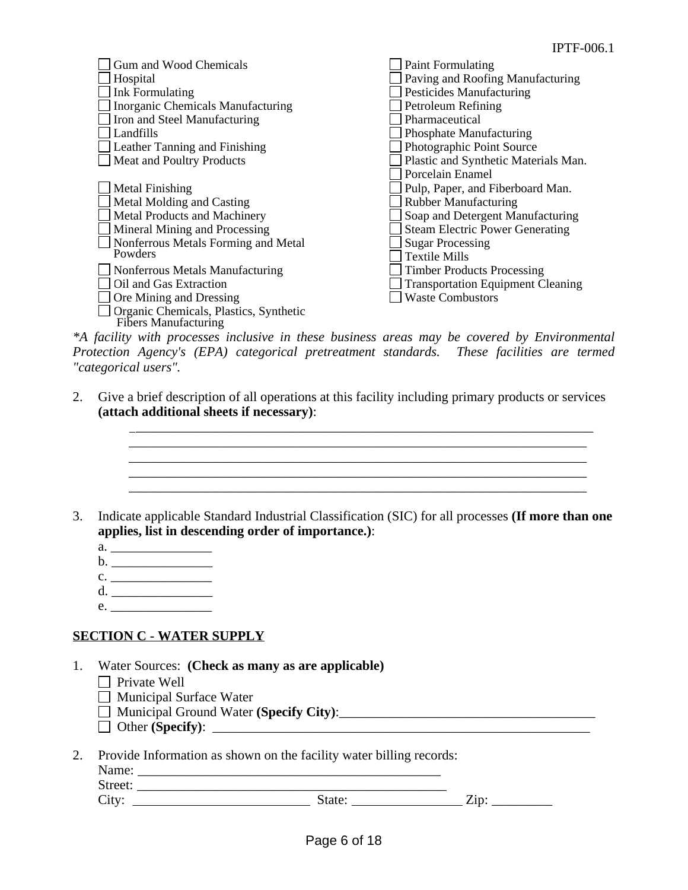- ☐ Gum and Wood Chemicals
- ☐ Hospital
- ☐ Ink Formulating
- ☐ Inorganic Chemicals Manufacturing
- ☐ Iron and Steel Manufacturing
- ☐ Landfills
- ☐ Leather Tanning and Finishing
- ☐ Meat and Poultry Products
- ☐ Metal Finishing
- ☐ Metal Molding and Casting
- ☐ Metal Products and Machinery
- ☐ Mineral Mining and Processing
- ☐ Nonferrous Metals Forming and Metal Powders
- ☐ Nonferrous Metals Manufacturing
- ☐ Oil and Gas Extraction
- ☐ Ore Mining and Dressing
- ☐ Organic Chemicals, Plastics, Synthetic Fibers Manufacturing
- ☐ Paint Formulating
- ☐ Paving and Roofing Manufacturing
- ☐ Pesticides Manufacturing
- ☐ Petroleum Refining
- ☐ Pharmaceutical
- ☐ Phosphate Manufacturing
- ☐ Photographic Point Source
- ☐ Plastic and Synthetic Materials Man.
- ☐ Porcelain Enamel
- ☐ Pulp, Paper, and Fiberboard Man.
- ☐ Rubber Manufacturing
- ☐ Soap and Detergent Manufacturing
- ☐ Steam Electric Power Generating
- ☐ Sugar Processing
- ☐ Textile Mills
- ☐ Timber Products Processing
- ☐ Transportation Equipment Cleaning
- ☐ Waste Combustors

*\*A facility with processes inclusive in these business areas may be covered by Environmental Protection Agency's (EPA) categorical pretreatment standards. These facilities are termed "categorical users".*

2. Give a brief description of all operations at this facility including primary products or services **(attach additional sheets if necessary)**:

   ______________________________________________________________________
   ______________________________________________________________________
   ______________________________________________________________________
   ______________________________________________________________________
   ______________________________________________________________________

3. Indicate applicable Standard Industrial Classification (SIC) for all processes **(If more than one applies, list in descending order of importance.)**:

   a. _______________
   b. _______________
   c. _______________
   d. _______________
   e. _______________

## SECTION C - WATER SUPPLY

1. Water Sources: **(Check as many as are applicable)**
   - ☐ Private Well
   - ☐ Municipal Surface Water
   - ☐ Municipal Ground Water **(Specify City)**:______________________________________
   - ☐ Other **(Specify)**: ___________________________________________________________

2. Provide Information as shown on the facility water billing records:

   Name: ______________________________________________
   Street: ______________________________________________
   City: __________________________ State: ________________ Zip: _________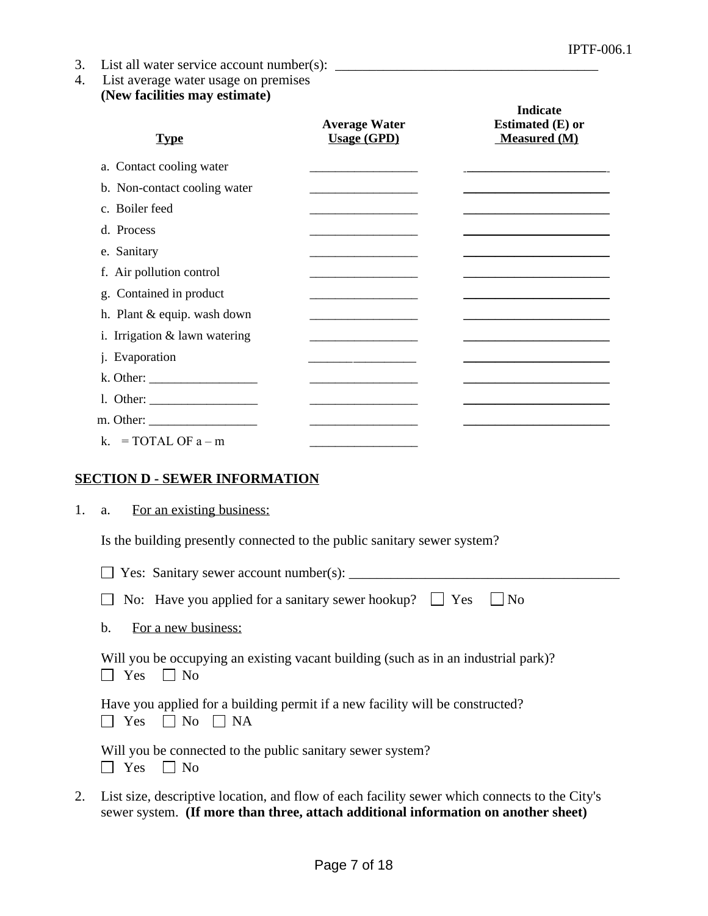3. List all water service account number(s): ______________________________________

4. List average water usage on premises
   **(New facilities may estimate)**

| Type | Average Water Usage (GPD) | Indicate Estimated (E) or Measured (M) |
|---|---|---|
| a. Contact cooling water | ________________ | ______________________ |
| b. Non-contact cooling water | ________________ | ______________________ |
| c. Boiler feed | ________________ | ______________________ |
| d. Process | ________________ | ______________________ |
| e. Sanitary | ________________ | ______________________ |
| f. Air pollution control | ________________ | ______________________ |
| g. Contained in product | ________________ | ______________________ |
| h. Plant & equip. wash down | ________________ | ______________________ |
| i. Irrigation & lawn watering | ________________ | ______________________ |
| j. Evaporation | ________________ | ______________________ |
| k. Other: ________________ | ________________ | ______________________ |
| l. Other: ________________ | ________________ | ______________________ |
| m. Other: ________________ | ________________ | ______________________ |
| k. = TOTAL OF a – m | ________________ | |

## SECTION D - SEWER INFORMATION

1. a. For an existing business:

   Is the building presently connected to the public sanitary sewer system?

   ☐ Yes: Sanitary sewer account number(s): ______________________________________

   ☐ No: Have you applied for a sanitary sewer hookup? ☐ Yes ☐ No

   b. For a new business:

   Will you be occupying an existing vacant building (such as in an industrial park)?
   ☐ Yes ☐ No

   Have you applied for a building permit if a new facility will be constructed?
   ☐ Yes ☐ No ☐ NA

   Will you be connected to the public sanitary sewer system?
   ☐ Yes ☐ No

2. List size, descriptive location, and flow of each facility sewer which connects to the City's sewer system. **(If more than three, attach additional information on another sheet)**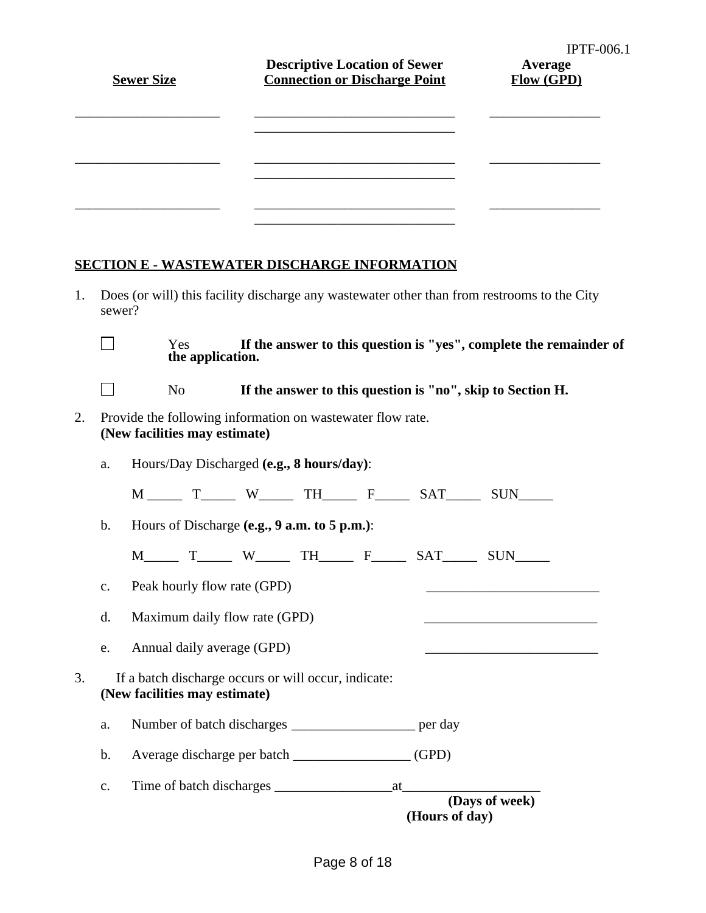| Sewer Size | Descriptive Location of Sewer Connection or Discharge Point | Average Flow (GPD) |
|---|---|---|
| ____________________ | ____________________________ ____________________________ | ________________ |
| ____________________ | ____________________________ ____________________________ | ________________ |
| ____________________ | ____________________________ ____________________________ | ________________ |

## SECTION E - WASTEWATER DISCHARGE INFORMATION

1. Does (or will) this facility discharge any wastewater other than from restrooms to the City sewer?

   ☐ Yes **If the answer to this question is "yes", complete the remainder of the application.**

   ☐ No **If the answer to this question is "no", skip to Section H.**

2. Provide the following information on wastewater flow rate.
   **(New facilities may estimate)**

   a. Hours/Day Discharged **(e.g., 8 hours/day)**:

      M _____ T_____ W_____ TH_____ F_____ SAT_____ SUN_____

   b. Hours of Discharge **(e.g., 9 a.m. to 5 p.m.)**:

      M_____ T_____ W_____ TH_____ F_____ SAT_____ SUN_____

   c. Peak hourly flow rate (GPD) _________________________

   d. Maximum daily flow rate (GPD) _________________________

   e. Annual daily average (GPD) _________________________

3. If a batch discharge occurs or will occur, indicate:
   **(New facilities may estimate)**

   a. Number of batch discharges __________________ per day

   b. Average discharge per batch _________________ (GPD)

   c. Time of batch discharges _________________at____________________
      **(Days of week)** **(Hours of day)**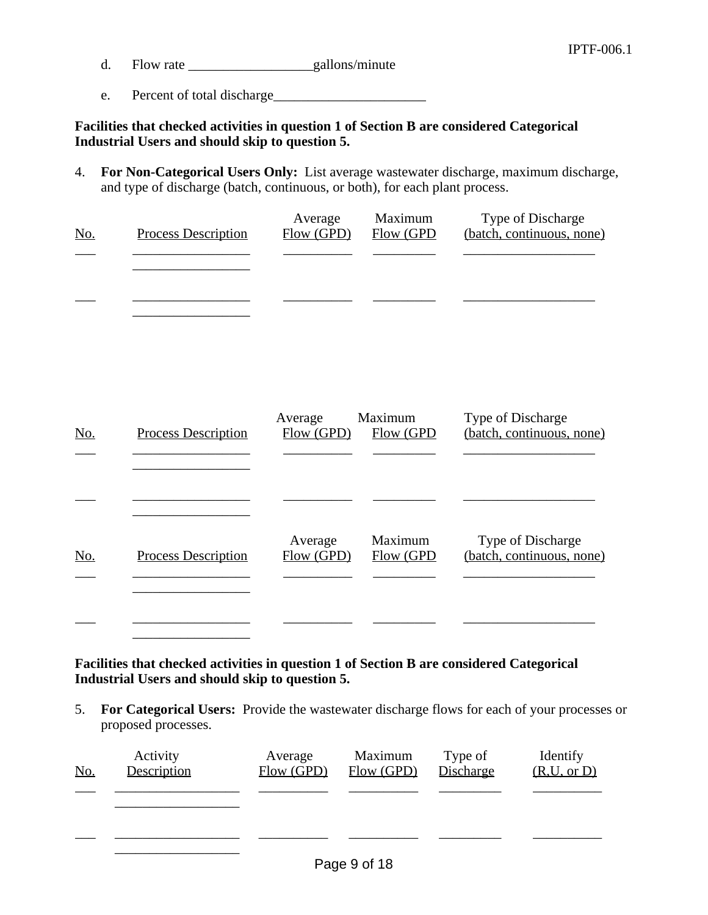d. Flow rate __________________gallons/minute

e. Percent of total discharge______________________

**Facilities that checked activities in question 1 of Section B are considered Categorical Industrial Users and should skip to question 5.**

4. **For Non-Categorical Users Only:** List average wastewater discharge, maximum discharge, and type of discharge (batch, continuous, or both), for each plant process.

| No. | Process Description | Average Flow (GPD) | Maximum Flow (GPD | Type of Discharge (batch, continuous, none) |
|---|---|---|---|---|
| ___ | _________________ _________________ | __________ | _________ | ___________________ |
| ___ | _________________ _________________ | __________ | _________ | ___________________ |

| No. | Process Description | Average Flow (GPD) | Maximum Flow (GPD | Type of Discharge (batch, continuous, none) |
|---|---|---|---|---|
| ___ | _________________ _________________ | __________ | _________ | ___________________ |
| ___ | _________________ _________________ | __________ | _________ | ___________________ |

| No. | Process Description | Average Flow (GPD) | Maximum Flow (GPD | Type of Discharge (batch, continuous, none) |
|---|---|---|---|---|
| ___ | _________________ _________________ | __________ | _________ | ___________________ |
| ___ | _________________ _________________ | __________ | _________ | ___________________ |

**Facilities that checked activities in question 1 of Section B are considered Categorical Industrial Users and should skip to question 5.**

5. **For Categorical Users:** Provide the wastewater discharge flows for each of your processes or proposed processes.

| No. | Activity Description | Average Flow (GPD) | Maximum Flow (GPD) | Type of Discharge | Identify (R,U, or D) |
|---|---|---|---|---|---|
| ___ | __________________ __________________ | __________ | __________ | _________ | __________ |
| ___ | __________________ __________________ | __________ | __________ | _________ | __________ |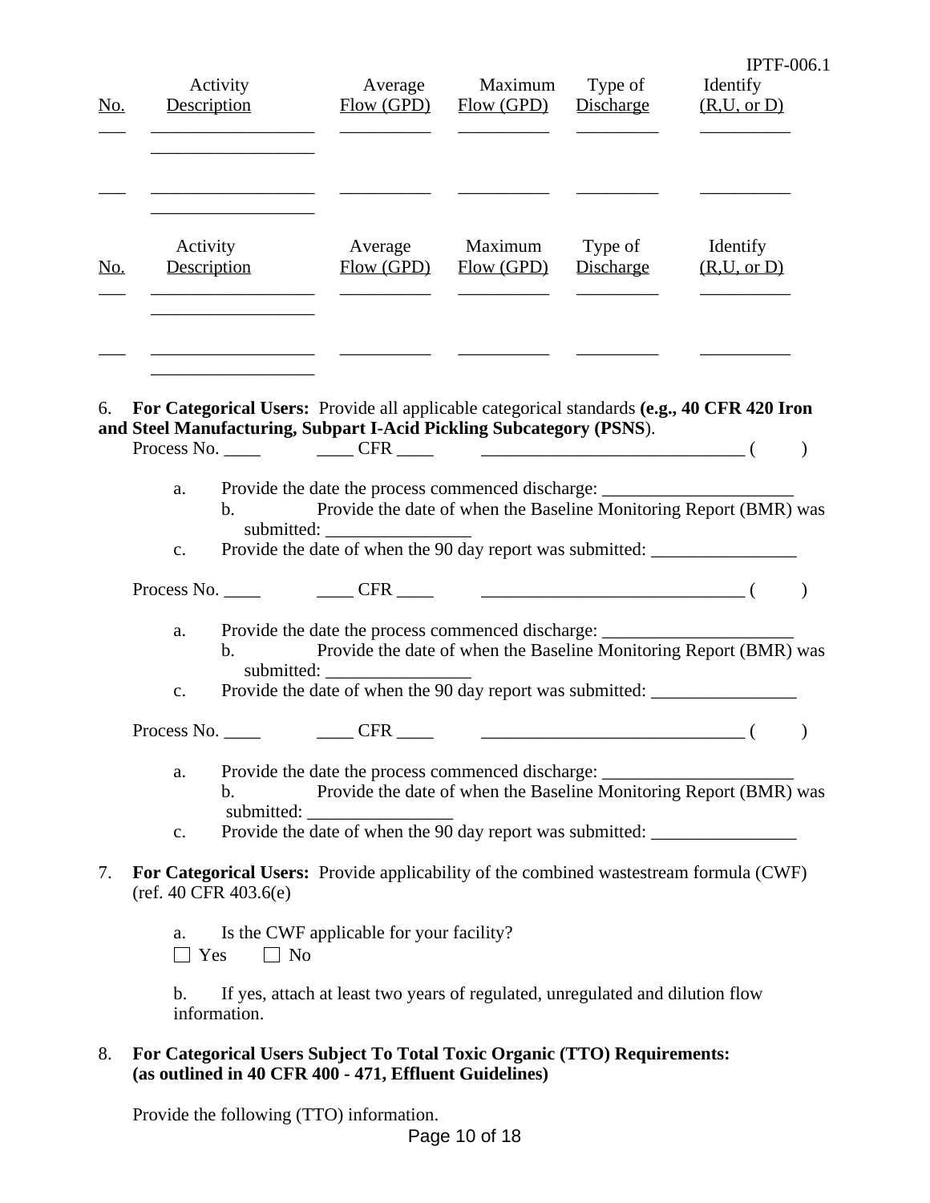| No. | Activity Description | Average Flow (GPD) | Maximum Flow (GPD) | Type of Discharge | Identify (R,U, or D) |
|---|---|---|---|---|---|
| ___ | __________________ __________________ | __________ | __________ | _________ | __________ |
| ___ | __________________ __________________ | __________ | __________ | _________ | __________ |

| No. | Activity Description | Average Flow (GPD) | Maximum Flow (GPD) | Type of Discharge | Identify (R,U, or D) |
|---|---|---|---|---|---|
| ___ | __________________ __________________ | __________ | __________ | _________ | __________ |
| ___ | __________________ __________________ | __________ | __________ | _________ | __________ |

6. **For Categorical Users:** Provide all applicable categorical standards **(e.g., 40 CFR 420 Iron and Steel Manufacturing, Subpart I-Acid Pickling Subcategory (PSNS**).

Process No. ____ ____ CFR ____ _____________________________ (        )

a. Provide the date the process commenced discharge: _____________________

b. Provide the date of when the Baseline Monitoring Report (BMR) was submitted: ________________

c. Provide the date of when the 90 day report was submitted: ________________

Process No. ____ ____ CFR ____ _____________________________ (        )

a. Provide the date the process commenced discharge: _____________________

b. Provide the date of when the Baseline Monitoring Report (BMR) was submitted: ________________

c. Provide the date of when the 90 day report was submitted: ________________

Process No. ____ ____ CFR ____ _____________________________ (        )

a. Provide the date the process commenced discharge: _____________________

b. Provide the date of when the Baseline Monitoring Report (BMR) was submitted: ________________

c. Provide the date of when the 90 day report was submitted: ________________

7. **For Categorical Users:** Provide applicability of the combined wastestream formula (CWF) (ref. 40 CFR 403.6(e)

a. Is the CWF applicable for your facility?

☐ Yes ☐ No

b. If yes, attach at least two years of regulated, unregulated and dilution flow information.

8. **For Categorical Users Subject To Total Toxic Organic (TTO) Requirements: (as outlined in 40 CFR 400 - 471, Effluent Guidelines)**

Provide the following (TTO) information.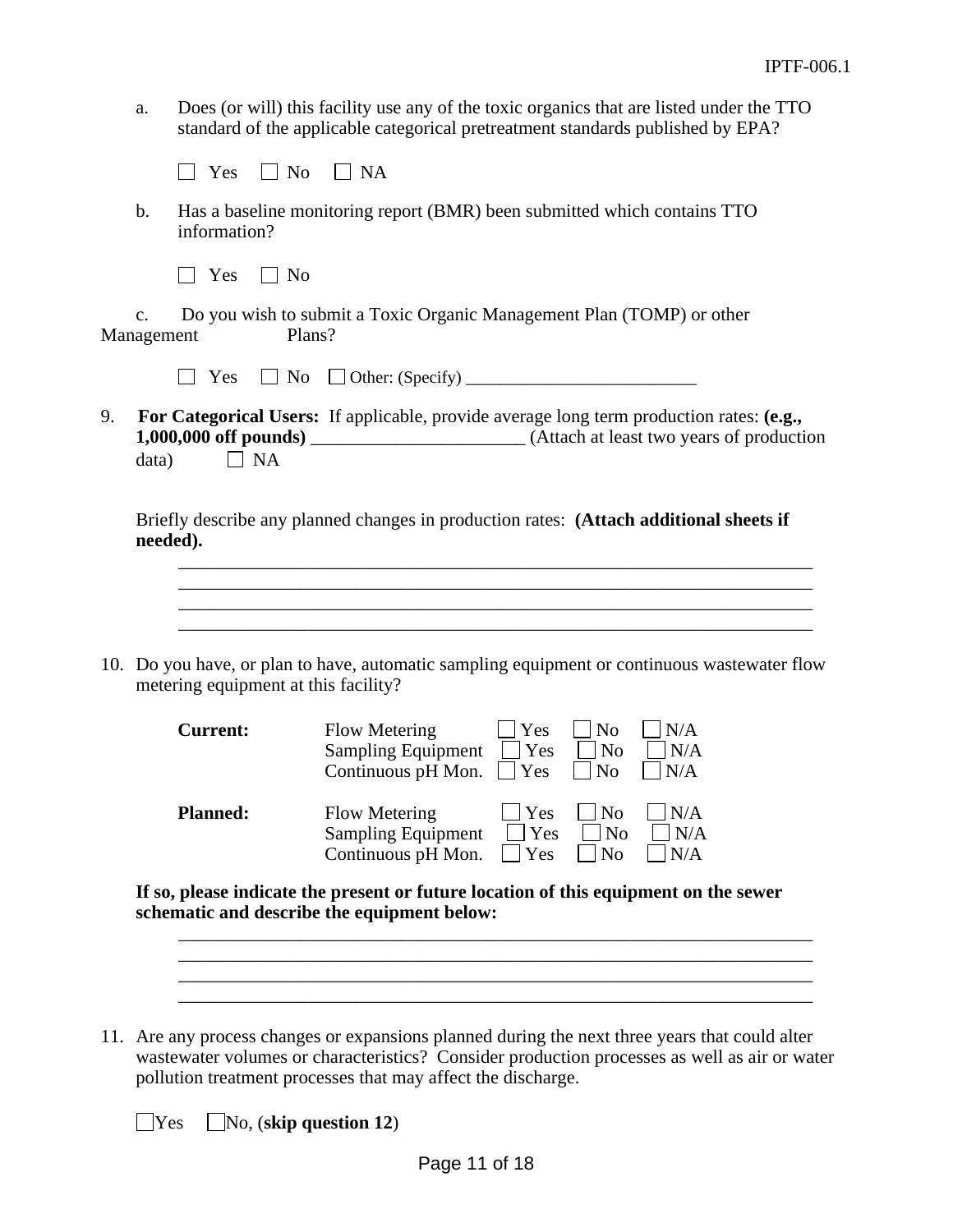a. Does (or will) this facility use any of the toxic organics that are listed under the TTO standard of the applicable categorical pretreatment standards published by EPA?

☐ Yes ☐ No ☐ NA

b. Has a baseline monitoring report (BMR) been submitted which contains TTO information?

☐ Yes ☐ No

c. Do you wish to submit a Toxic Organic Management Plan (TOMP) or other Management Plans?

☐ Yes ☐ No ☐ Other: (Specify) ___________________________

9. **For Categorical Users:** If applicable, provide average long term production rates: **(e.g., 1,000,000 off pounds)** ________________________ (Attach at least two years of production data) ☐ NA

Briefly describe any planned changes in production rates: **(Attach additional sheets if needed).**

______________________________________________________________________
______________________________________________________________________
______________________________________________________________________
______________________________________________________________________

10. Do you have, or plan to have, automatic sampling equipment or continuous wastewater flow metering equipment at this facility?

| | | | | |
|---|---|---|---|---|
| **Current:** | Flow Metering | ☐ Yes | ☐ No | ☐ N/A |
| | Sampling Equipment | ☐ Yes | ☐ No | ☐ N/A |
| | Continuous pH Mon. | ☐ Yes | ☐ No | ☐ N/A |
| **Planned:** | Flow Metering | ☐ Yes | ☐ No | ☐ N/A |
| | Sampling Equipment | ☐ Yes | ☐ No | ☐ N/A |
| | Continuous pH Mon. | ☐ Yes | ☐ No | ☐ N/A |

**If so, please indicate the present or future location of this equipment on the sewer schematic and describe the equipment below:**

______________________________________________________________________
______________________________________________________________________
______________________________________________________________________
______________________________________________________________________

11. Are any process changes or expansions planned during the next three years that could alter wastewater volumes or characteristics? Consider production processes as well as air or water pollution treatment processes that may affect the discharge.

☐ Yes ☐ No, (**skip question 12**)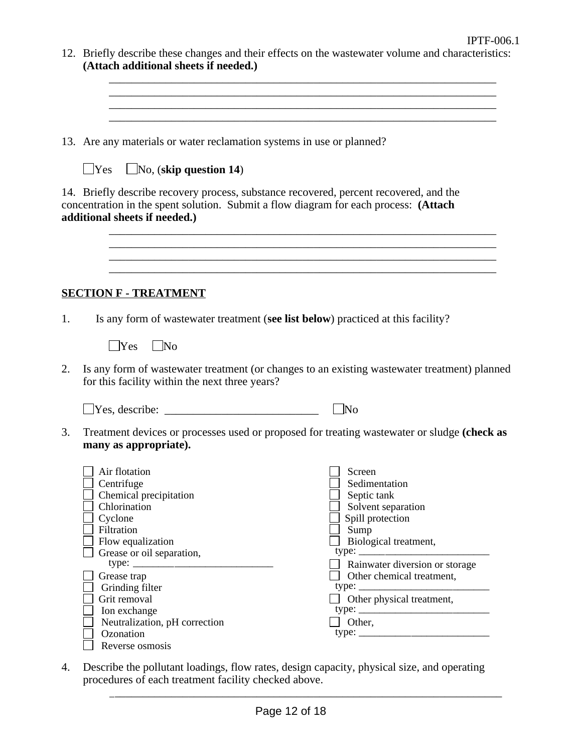12. Briefly describe these changes and their effects on the wastewater volume and characteristics: **(Attach additional sheets if needed.)**

    ______________________________________________________________________
    ______________________________________________________________________
    ______________________________________________________________________
    ______________________________________________________________________

13. Are any materials or water reclamation systems in use or planned?

    ☐ Yes ☐ No, (**skip question 14**)

14. Briefly describe recovery process, substance recovered, percent recovered, and the concentration in the spent solution. Submit a flow diagram for each process: **(Attach additional sheets if needed.)**

    ______________________________________________________________________
    ______________________________________________________________________
    ______________________________________________________________________
    ______________________________________________________________________

## SECTION F - TREATMENT

1. Is any form of wastewater treatment (**see list below**) practiced at this facility?

   ☐ Yes ☐ No

2. Is any form of wastewater treatment (or changes to an existing wastewater treatment) planned for this facility within the next three years?

   ☐ Yes, describe: ___________________________ ☐ No

3. Treatment devices or processes used or proposed for treating wastewater or sludge **(check as many as appropriate).**

   - ☐ Air flotation
   - ☐ Centrifuge
   - ☐ Chemical precipitation
   - ☐ Chlorination
   - ☐ Cyclone
   - ☐ Filtration
   - ☐ Flow equalization
   - ☐ Grease or oil separation, type: ___________________________
   - ☐ Grease trap
   - ☐ Grinding filter
   - ☐ Grit removal
   - ☐ Ion exchange
   - ☐ Neutralization, pH correction
   - ☐ Ozonation
   - ☐ Reverse osmosis
   - ☐ Screen
   - ☐ Sedimentation
   - ☐ Septic tank
   - ☐ Solvent separation
   - ☐ Spill protection
   - ☐ Sump
   - ☐ Biological treatment, type: _________________________
   - ☐ Rainwater diversion or storage
   - ☐ Other chemical treatment, type: _________________________
   - ☐ Other physical treatment, type: _________________________
   - ☐ Other, type: _________________________

4. Describe the pollutant loadings, flow rates, design capacity, physical size, and operating procedures of each treatment facility checked above.

   ______________________________________________________________________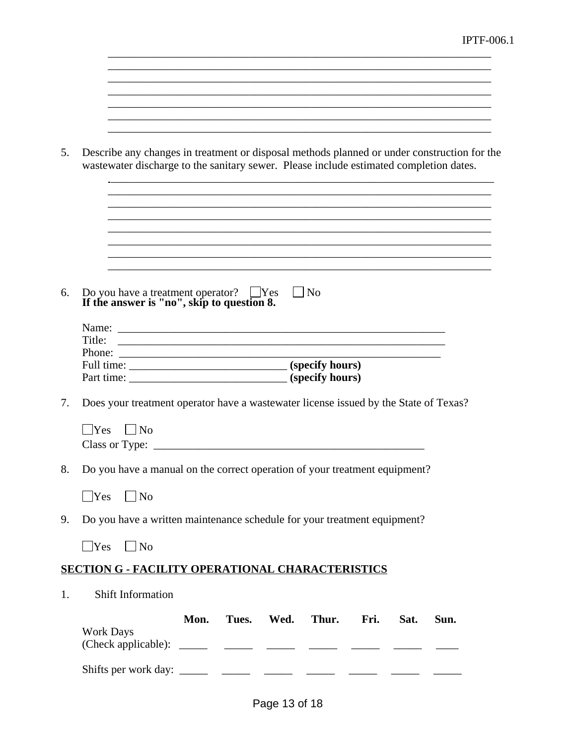\_\_\_\_\_\_\_\_\_\_\_\_\_\_\_\_\_\_\_\_\_\_\_\_\_\_\_\_\_\_\_\_\_\_\_\_\_\_\_\_\_\_\_\_\_\_\_\_\_\_\_\_\_\_\_\_\_\_\_\_\_\_\_\_\_\_\_\_
\_\_\_\_\_\_\_\_\_\_\_\_\_\_\_\_\_\_\_\_\_\_\_\_\_\_\_\_\_\_\_\_\_\_\_\_\_\_\_\_\_\_\_\_\_\_\_\_\_\_\_\_\_\_\_\_\_\_\_\_\_\_\_\_\_\_\_\_
\_\_\_\_\_\_\_\_\_\_\_\_\_\_\_\_\_\_\_\_\_\_\_\_\_\_\_\_\_\_\_\_\_\_\_\_\_\_\_\_\_\_\_\_\_\_\_\_\_\_\_\_\_\_\_\_\_\_\_\_\_\_\_\_\_\_\_\_
\_\_\_\_\_\_\_\_\_\_\_\_\_\_\_\_\_\_\_\_\_\_\_\_\_\_\_\_\_\_\_\_\_\_\_\_\_\_\_\_\_\_\_\_\_\_\_\_\_\_\_\_\_\_\_\_\_\_\_\_\_\_\_\_\_\_\_\_
\_\_\_\_\_\_\_\_\_\_\_\_\_\_\_\_\_\_\_\_\_\_\_\_\_\_\_\_\_\_\_\_\_\_\_\_\_\_\_\_\_\_\_\_\_\_\_\_\_\_\_\_\_\_\_\_\_\_\_\_\_\_\_\_\_\_\_\_
\_\_\_\_\_\_\_\_\_\_\_\_\_\_\_\_\_\_\_\_\_\_\_\_\_\_\_\_\_\_\_\_\_\_\_\_\_\_\_\_\_\_\_\_\_\_\_\_\_\_\_\_\_\_\_\_\_\_\_\_\_\_\_\_\_\_\_\_
\_\_\_\_\_\_\_\_\_\_\_\_\_\_\_\_\_\_\_\_\_\_\_\_\_\_\_\_\_\_\_\_\_\_\_\_\_\_\_\_\_\_\_\_\_\_\_\_\_\_\_\_\_\_\_\_\_\_\_\_\_\_\_\_\_\_\_\_

5. Describe any changes in treatment or disposal methods planned or under construction for the wastewater discharge to the sanitary sewer. Please include estimated completion dates.

\_\_\_\_\_\_\_\_\_\_\_\_\_\_\_\_\_\_\_\_\_\_\_\_\_\_\_\_\_\_\_\_\_\_\_\_\_\_\_\_\_\_\_\_\_\_\_\_\_\_\_\_\_\_\_\_\_\_\_\_\_\_\_\_\_\_\_\_
\_\_\_\_\_\_\_\_\_\_\_\_\_\_\_\_\_\_\_\_\_\_\_\_\_\_\_\_\_\_\_\_\_\_\_\_\_\_\_\_\_\_\_\_\_\_\_\_\_\_\_\_\_\_\_\_\_\_\_\_\_\_\_\_\_\_\_\_
\_\_\_\_\_\_\_\_\_\_\_\_\_\_\_\_\_\_\_\_\_\_\_\_\_\_\_\_\_\_\_\_\_\_\_\_\_\_\_\_\_\_\_\_\_\_\_\_\_\_\_\_\_\_\_\_\_\_\_\_\_\_\_\_\_\_\_\_
\_\_\_\_\_\_\_\_\_\_\_\_\_\_\_\_\_\_\_\_\_\_\_\_\_\_\_\_\_\_\_\_\_\_\_\_\_\_\_\_\_\_\_\_\_\_\_\_\_\_\_\_\_\_\_\_\_\_\_\_\_\_\_\_\_\_\_\_
\_\_\_\_\_\_\_\_\_\_\_\_\_\_\_\_\_\_\_\_\_\_\_\_\_\_\_\_\_\_\_\_\_\_\_\_\_\_\_\_\_\_\_\_\_\_\_\_\_\_\_\_\_\_\_\_\_\_\_\_\_\_\_\_\_\_\_\_
\_\_\_\_\_\_\_\_\_\_\_\_\_\_\_\_\_\_\_\_\_\_\_\_\_\_\_\_\_\_\_\_\_\_\_\_\_\_\_\_\_\_\_\_\_\_\_\_\_\_\_\_\_\_\_\_\_\_\_\_\_\_\_\_\_\_\_\_
\_\_\_\_\_\_\_\_\_\_\_\_\_\_\_\_\_\_\_\_\_\_\_\_\_\_\_\_\_\_\_\_\_\_\_\_\_\_\_\_\_\_\_\_\_\_\_\_\_\_\_\_\_\_\_\_\_\_\_\_\_\_\_\_\_\_\_\_
\_\_\_\_\_\_\_\_\_\_\_\_\_\_\_\_\_\_\_\_\_\_\_\_\_\_\_\_\_\_\_\_\_\_\_\_\_\_\_\_\_\_\_\_\_\_\_\_\_\_\_\_\_\_\_\_\_\_\_\_\_\_\_\_\_\_\_\_

6. Do you have a treatment operator? ☐ Yes ☐ No
   **If the answer is "no", skip to question 8.**

   Name: \_\_\_\_\_\_\_\_\_\_\_\_\_\_\_\_\_\_\_\_\_\_\_\_\_\_\_\_\_\_\_\_\_\_\_\_\_\_\_\_\_\_\_\_\_\_\_\_\_\_\_\_\_\_\_\_
   Title: \_\_\_\_\_\_\_\_\_\_\_\_\_\_\_\_\_\_\_\_\_\_\_\_\_\_\_\_\_\_\_\_\_\_\_\_\_\_\_\_\_\_\_\_\_\_\_\_\_\_\_\_\_\_\_\_
   Phone: \_\_\_\_\_\_\_\_\_\_\_\_\_\_\_\_\_\_\_\_\_\_\_\_\_\_\_\_\_\_\_\_\_\_\_\_\_\_\_\_\_\_\_\_\_\_\_\_\_\_\_\_\_\_\_\_
   Full time: \_\_\_\_\_\_\_\_\_\_\_\_\_\_\_\_\_\_\_\_\_\_\_\_\_\_\_\_ **(specify hours)**
   Part time: \_\_\_\_\_\_\_\_\_\_\_\_\_\_\_\_\_\_\_\_\_\_\_\_\_\_\_\_ **(specify hours)**

7. Does your treatment operator have a wastewater license issued by the State of Texas?

   ☐ Yes ☐ No
   Class or Type: \_\_\_\_\_\_\_\_\_\_\_\_\_\_\_\_\_\_\_\_\_\_\_\_\_\_\_\_\_\_\_\_\_\_\_\_\_\_\_\_\_\_\_\_\_\_\_\_\_\_

8. Do you have a manual on the correct operation of your treatment equipment?

   ☐ Yes ☐ No

9. Do you have a written maintenance schedule for your treatment equipment?

   ☐ Yes ☐ No

## SECTION G - FACILITY OPERATIONAL CHARACTERISTICS

1. Shift Information

| | **Mon.** | **Tues.** | **Wed.** | **Thur.** | **Fri.** | **Sat.** | **Sun.** |
|---|---|---|---|---|---|---|---|
| Work Days (Check applicable): | \_\_\_\_\_ | \_\_\_\_\_ | \_\_\_\_\_ | \_\_\_\_\_ | \_\_\_\_\_ | \_\_\_\_\_ | \_\_\_\_ |
| Shifts per work day: | \_\_\_\_\_ | \_\_\_\_\_ | \_\_\_\_\_ | \_\_\_\_\_ | \_\_\_\_\_ | \_\_\_\_\_ | \_\_\_\_\_ |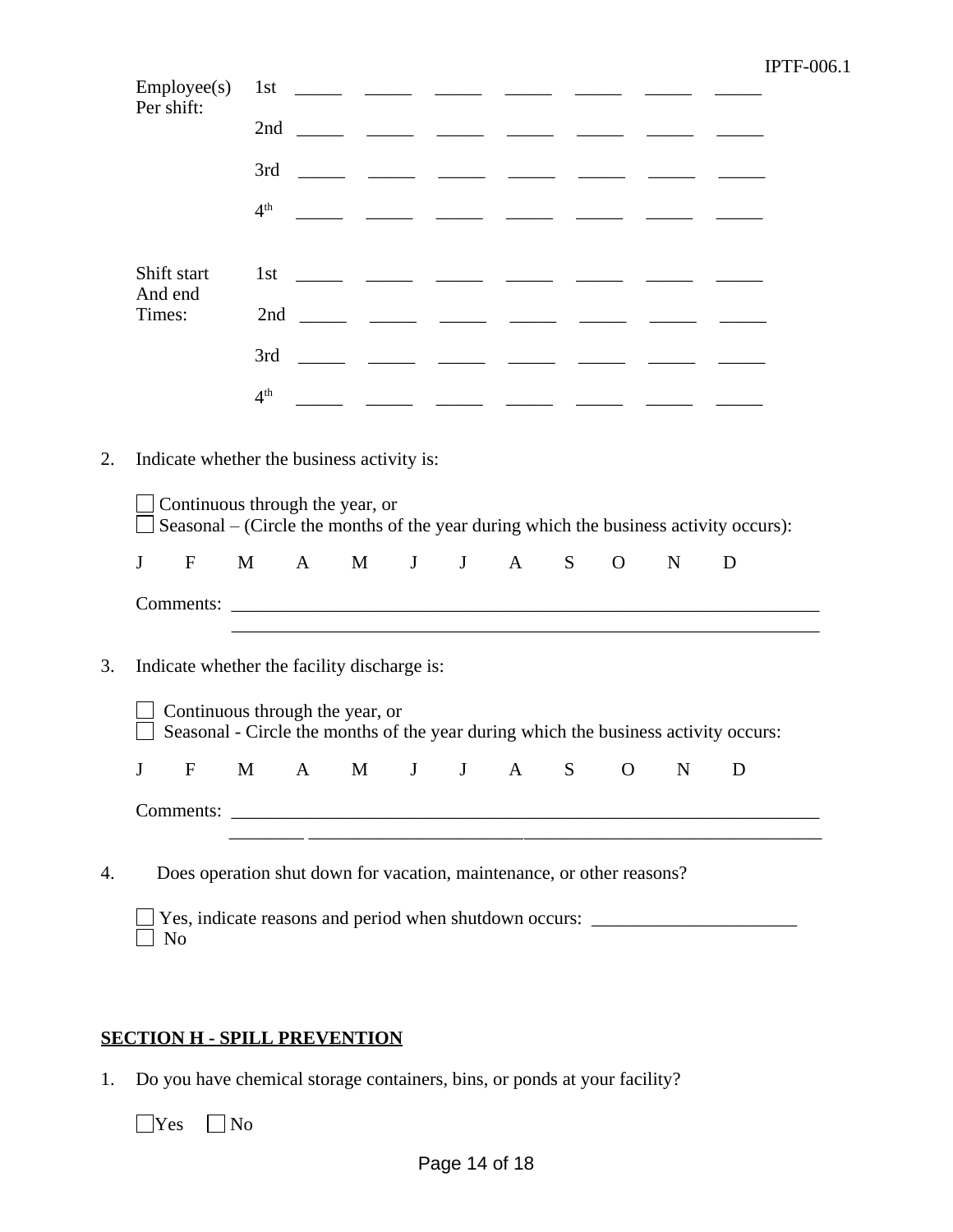| | | | | | | | | |
|---|---|---|---|---|---|---|---|---|
| Employee(s) Per shift: | 1st | _____ | _____ | _____ | _____ | _____ | _____ | _____ |
| | 2nd | _____ | _____ | _____ | _____ | _____ | _____ | _____ |
| | 3rd | _____ | _____ | _____ | _____ | _____ | _____ | _____ |
| | 4th | _____ | _____ | _____ | _____ | _____ | _____ | _____ |
| Shift start And end Times: | 1st | _____ | _____ | _____ | _____ | _____ | _____ | _____ |
| | 2nd | _____ | _____ | _____ | _____ | _____ | _____ | _____ |
| | 3rd | _____ | _____ | _____ | _____ | _____ | _____ | _____ |
| | 4th | _____ | _____ | _____ | _____ | _____ | _____ | _____ |

2. Indicate whether the business activity is:

   ☐ Continuous through the year, or
   ☐ Seasonal – (Circle the months of the year during which the business activity occurs):

   J F M A M J J A S O N D

   Comments: ________________________________________________________________
   ________________________________________________________________

3. Indicate whether the facility discharge is:

   ☐ Continuous through the year, or
   ☐ Seasonal - Circle the months of the year during which the business activity occurs:

   J F M A M J J A S O N D

   Comments: ________________________________________________________________
   ________________________________________________________________

4. Does operation shut down for vacation, maintenance, or other reasons?

   ☐ Yes, indicate reasons and period when shutdown occurs: ______________________
   ☐ No

## SECTION H - SPILL PREVENTION

1. Do you have chemical storage containers, bins, or ponds at your facility?

   ☐ Yes ☐ No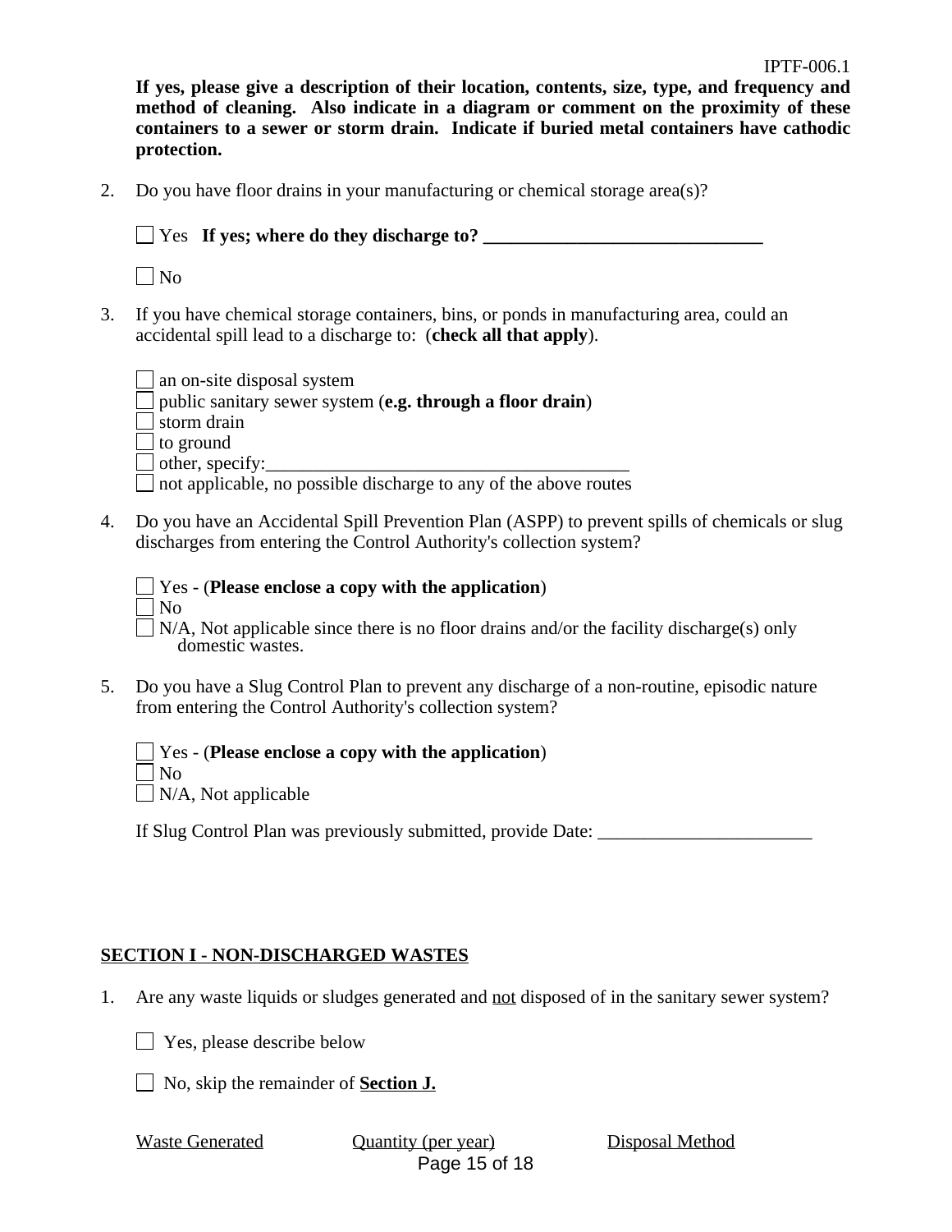**If yes, please give a description of their location, contents, size, type, and frequency and method of cleaning. Also indicate in a diagram or comment on the proximity of these containers to a sewer or storm drain. Indicate if buried metal containers have cathodic protection.**

2. Do you have floor drains in your manufacturing or chemical storage area(s)?

   ☐ Yes **If yes; where do they discharge to? ______________________________**

   ☐ No

3. If you have chemical storage containers, bins, or ponds in manufacturing area, could an accidental spill lead to a discharge to: (**check all that apply**).

   ☐ an on-site disposal system
   ☐ public sanitary sewer system (**e.g. through a floor drain**)
   ☐ storm drain
   ☐ to ground
   ☐ other, specify:_______________________________________
   ☐ not applicable, no possible discharge to any of the above routes

4. Do you have an Accidental Spill Prevention Plan (ASPP) to prevent spills of chemicals or slug discharges from entering the Control Authority's collection system?

   ☐ Yes - (**Please enclose a copy with the application**)
   ☐ No
   ☐ N/A, Not applicable since there is no floor drains and/or the facility discharge(s) only domestic wastes.

5. Do you have a Slug Control Plan to prevent any discharge of a non-routine, episodic nature from entering the Control Authority's collection system?

   ☐ Yes - (**Please enclose a copy with the application**)
   ☐ No
   ☐ N/A, Not applicable

   If Slug Control Plan was previously submitted, provide Date: _______________________

## SECTION I - NON-DISCHARGED WASTES

1. Are any waste liquids or sludges generated and not disposed of in the sanitary sewer system?

   ☐ Yes, please describe below

   ☐ No, skip the remainder of **Section J.**

   Waste Generated | Quantity (per year) | Disposal Method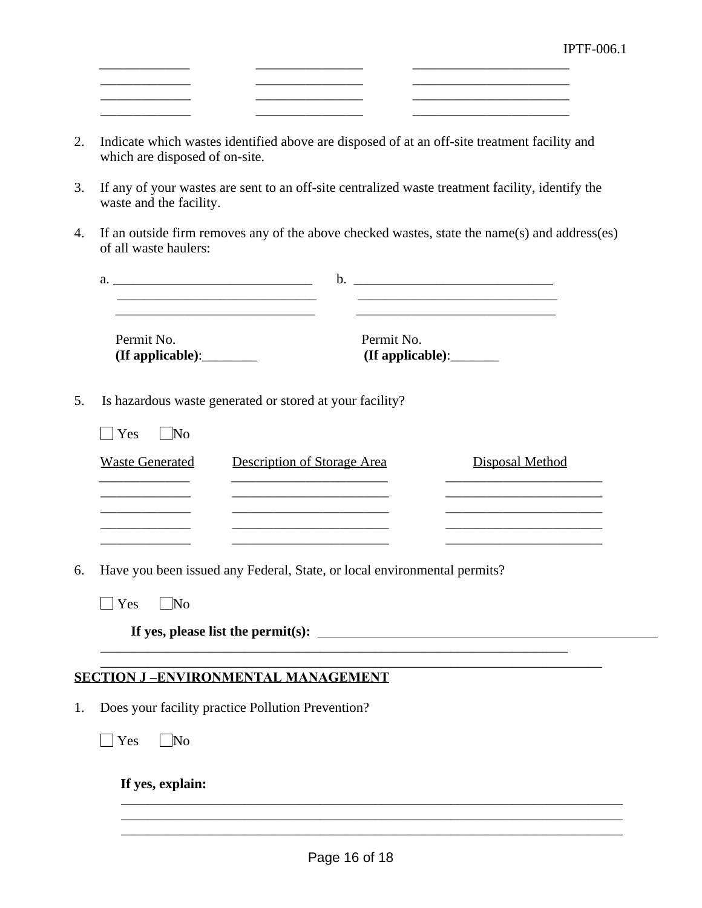| | | |
|---|---|---|
| _____________ | ________________ | _______________________ |
| _____________ | ________________ | _______________________ |
| _____________ | ________________ | _______________________ |
| _____________ | ________________ | _______________________ |

2. Indicate which wastes identified above are disposed of at an off-site treatment facility and which are disposed of on-site.

3. If any of your wastes are sent to an off-site centralized waste treatment facility, identify the waste and the facility.

4. If an outside firm removes any of the above checked wastes, state the name(s) and address(es) of all waste haulers:

   a. ______________________________ b. ______________________________
   ______________________________ ______________________________
   ______________________________ ______________________________

   Permit No. **(If applicable)**:________ Permit No. **(If applicable)**:_______

5. Is hazardous waste generated or stored at your facility?

   ☐ Yes ☐ No

| Waste Generated | Description of Storage Area | Disposal Method |
|---|---|---|
| _____________ | _______________________ | _______________________ |
| _____________ | _______________________ | _______________________ |
| _____________ | _______________________ | _______________________ |
| _____________ | _______________________ | _______________________ |
| _____________ | _______________________ | _______________________ |

6. Have you been issued any Federal, State, or local environmental permits?

   ☐ Yes ☐ No

   **If yes, please list the permit(s):** ______________________________________________
   ______________________________________________________________________
   ______________________________________________________________________

## SECTION J –ENVIRONMENTAL MANAGEMENT

1. Does your facility practice Pollution Prevention?

   ☐ Yes ☐ No

   **If yes, explain:**
   ______________________________________________________________________
   ______________________________________________________________________
   ______________________________________________________________________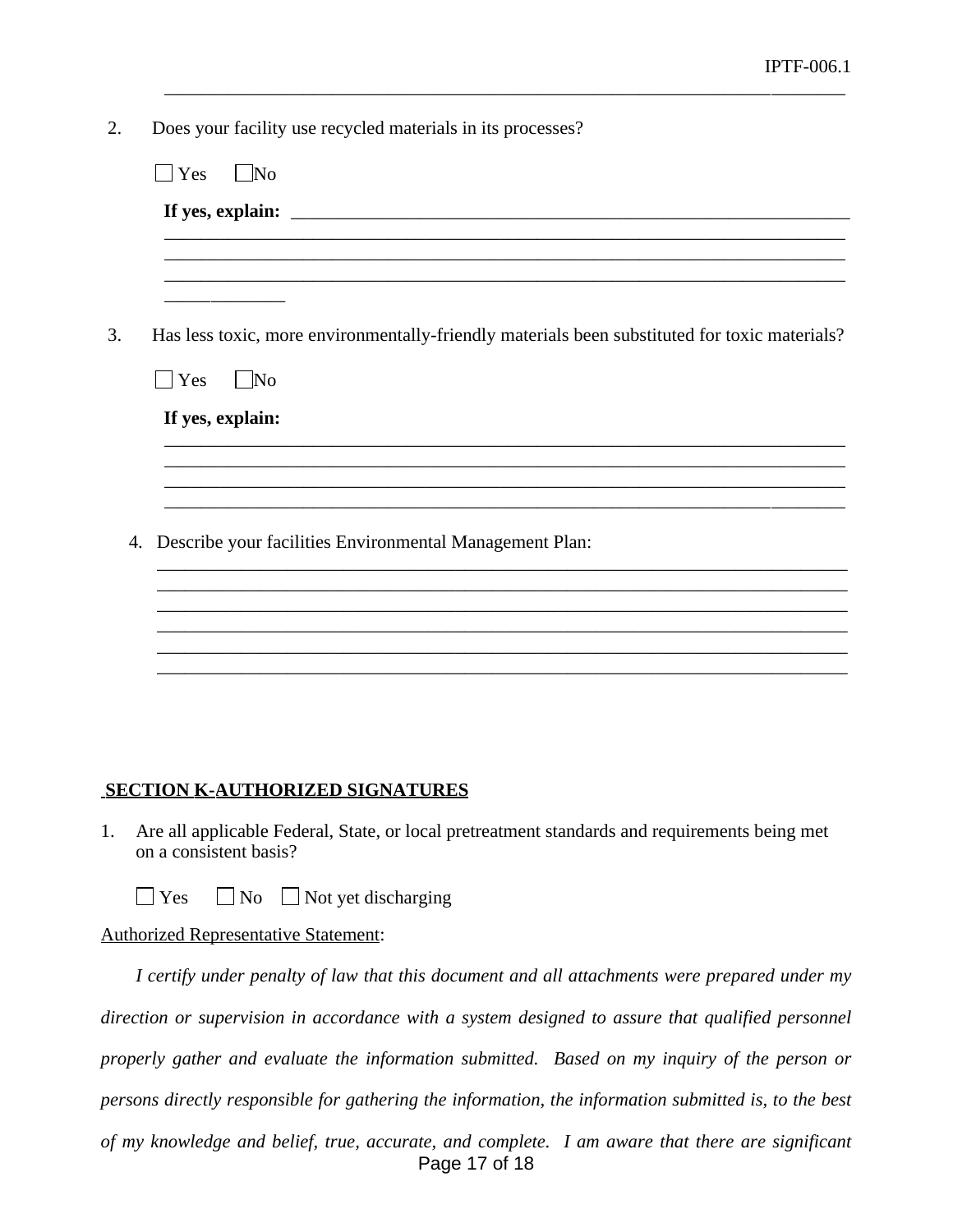2. Does your facility use recycled materials in its processes?

   ☐ Yes ☐ No

   **If yes, explain:** ____________________________________________________________
   ______________________________________________________________________________
   ______________________________________________________________________________
   ______________________________________________________________________________
   _____________

3. Has less toxic, more environmentally-friendly materials been substituted for toxic materials?

   ☐ Yes ☐ No

   **If yes, explain:**
   ______________________________________________________________________________
   ______________________________________________________________________________
   ______________________________________________________________________________
   ______________________________________________________________________________

4. Describe your facilities Environmental Management Plan:
   ______________________________________________________________________________
   ______________________________________________________________________________
   ______________________________________________________________________________
   ______________________________________________________________________________
   ______________________________________________________________________________
   ______________________________________________________________________________

## SECTION K-AUTHORIZED SIGNATURES

1. Are all applicable Federal, State, or local pretreatment standards and requirements being met on a consistent basis?

   ☐ Yes ☐ No ☐ Not yet discharging

Authorized Representative Statement:

*I certify under penalty of law that this document and all attachments were prepared under my direction or supervision in accordance with a system designed to assure that qualified personnel properly gather and evaluate the information submitted. Based on my inquiry of the person or persons directly responsible for gathering the information, the information submitted is, to the best of my knowledge and belief, true, accurate, and complete. I am aware that there are significant*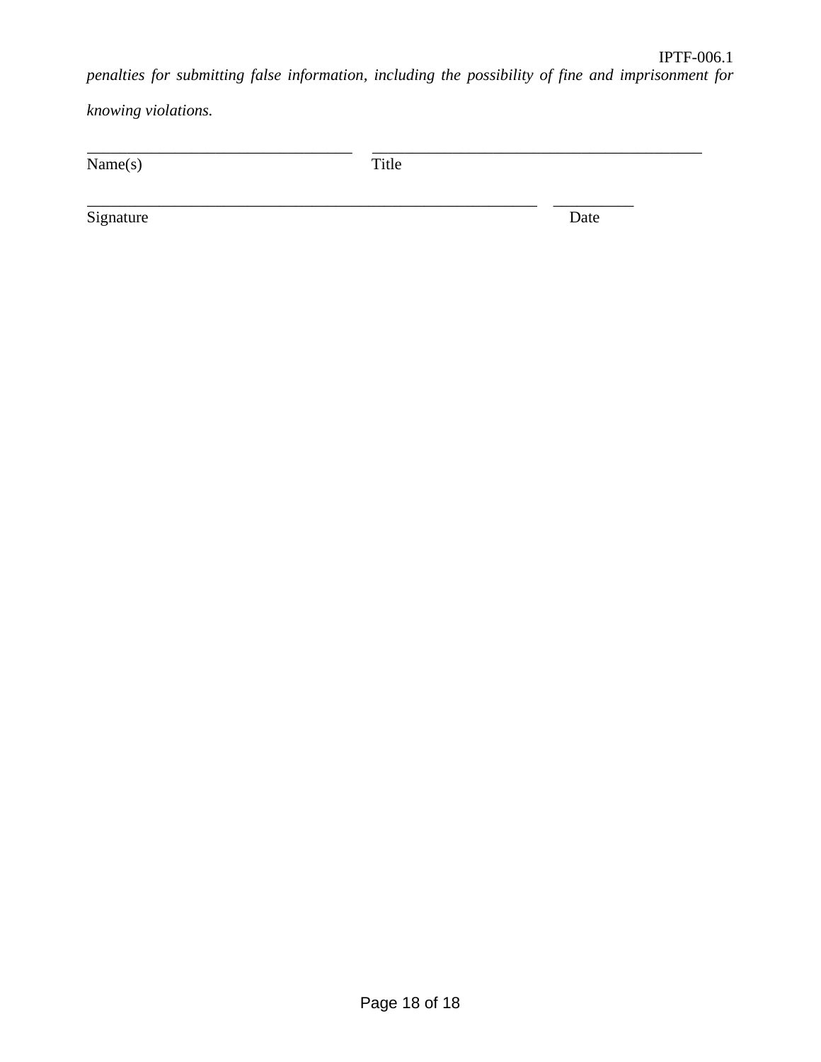*penalties for submitting false information, including the possibility of fine and imprisonment for knowing violations.*

\_\_\_\_\_\_\_\_\_\_\_\_\_\_\_\_\_\_\_\_\_\_\_\_\_\_\_\_\_\_\_\_\_\_ \_\_\_\_\_\_\_\_\_\_\_\_\_\_\_\_\_\_\_\_\_\_\_\_\_\_\_\_\_\_\_\_\_\_\_\_\_\_\_\_\_\_
Name(s) Title

\_\_\_\_\_\_\_\_\_\_\_\_\_\_\_\_\_\_\_\_\_\_\_\_\_\_\_\_\_\_\_\_\_\_\_\_\_\_\_\_\_\_\_\_\_\_\_\_\_\_\_\_\_\_\_\_\_\_ \_\_\_\_\_\_\_\_\_\_
Signature Date